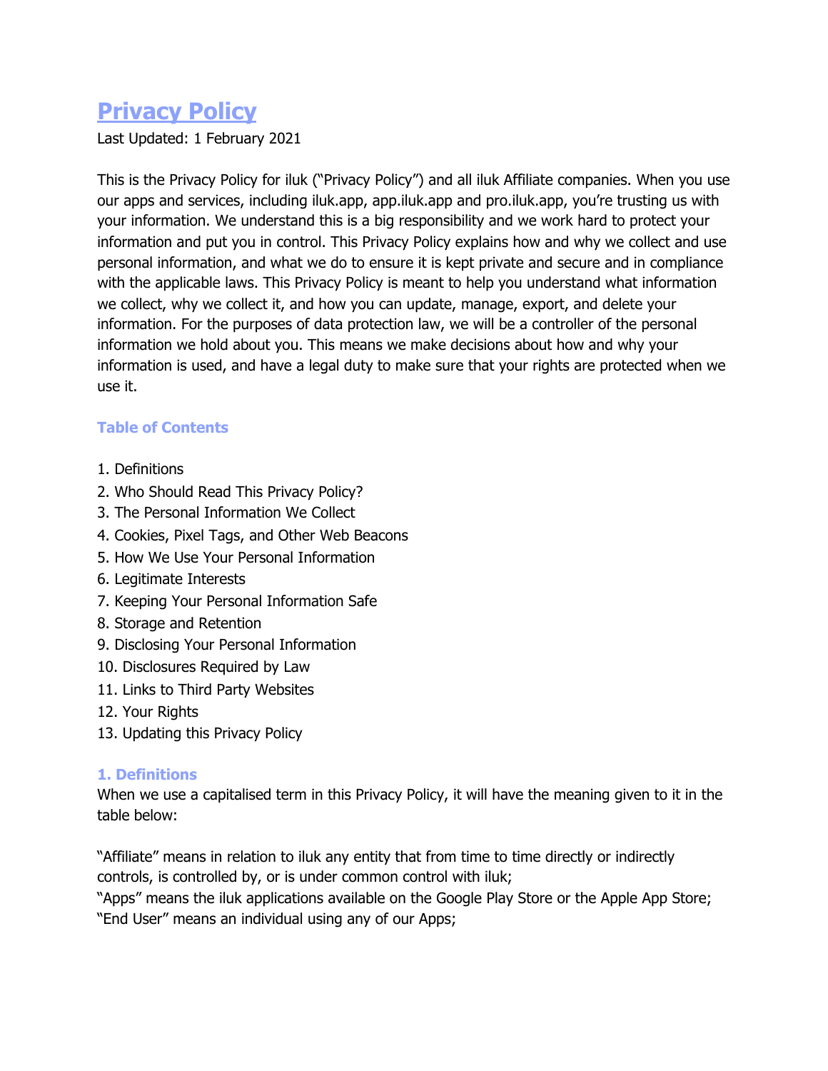# Privacy Policy

Last Updated: 1 February 2021

This is the Privacy Policy for iluk ("Privacy Policy") and all iluk Affiliate companies. When you use our apps and services, including iluk.app, app.iluk.app and pro.iluk.app, you're trusting us with your information. We understand this is a big responsibility and we work hard to protect your information and put you in control. This Privacy Policy explains how and why we collect and use personal information, and what we do to ensure it is kept private and secure and in compliance with the applicable laws. This Privacy Policy is meant to help you understand what information we collect, why we collect it, and how you can update, manage, export, and delete your information. For the purposes of data protection law, we will be a controller of the personal information we hold about you. This means we make decisions about how and why your information is used, and have a legal duty to make sure that your rights are protected when we use it.

## Table of Contents

1. Definitions
2. Who Should Read This Privacy Policy?
3. The Personal Information We Collect
4. Cookies, Pixel Tags, and Other Web Beacons
5. How We Use Your Personal Information
6. Legitimate Interests
7. Keeping Your Personal Information Safe
8. Storage and Retention
9. Disclosing Your Personal Information
10. Disclosures Required by Law
11. Links to Third Party Websites
12. Your Rights
13. Updating this Privacy Policy

## 1. Definitions

When we use a capitalised term in this Privacy Policy, it will have the meaning given to it in the table below:

"Affiliate" means in relation to iluk any entity that from time to time directly or indirectly controls, is controlled by, or is under common control with iluk;
"Apps" means the iluk applications available on the Google Play Store or the Apple App Store;
"End User" means an individual using any of our Apps;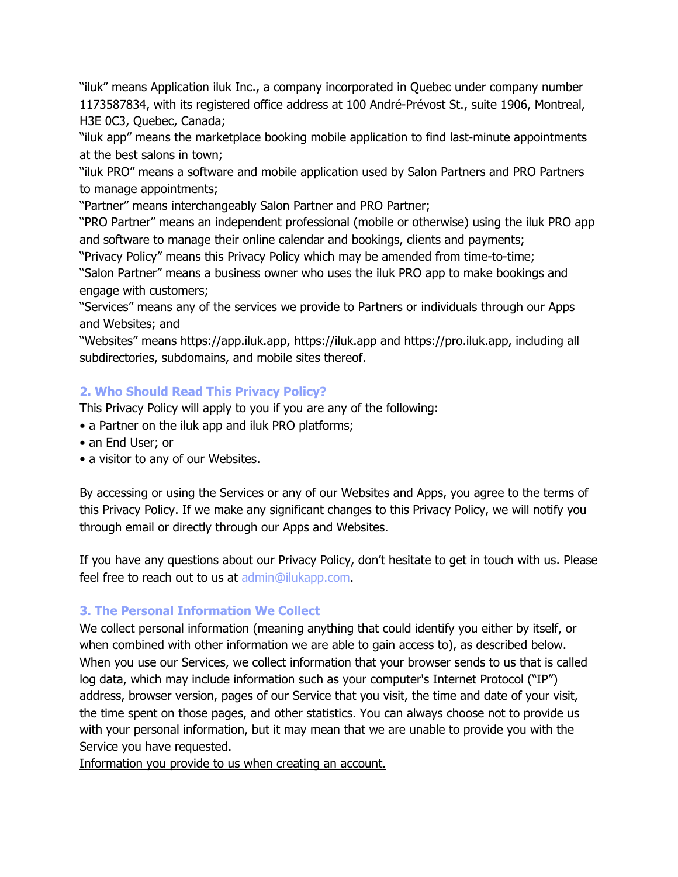"iluk" means Application iluk Inc., a company incorporated in Quebec under company number 1173587834, with its registered office address at 100 André-Prévost St., suite 1906, Montreal, H3E 0C3, Quebec, Canada;

"iluk app" means the marketplace booking mobile application to find last-minute appointments at the best salons in town;

"iluk PRO" means a software and mobile application used by Salon Partners and PRO Partners to manage appointments;

"Partner" means interchangeably Salon Partner and PRO Partner;

"PRO Partner" means an independent professional (mobile or otherwise) using the iluk PRO app and software to manage their online calendar and bookings, clients and payments;

"Privacy Policy" means this Privacy Policy which may be amended from time-to-time;

"Salon Partner" means a business owner who uses the iluk PRO app to make bookings and engage with customers;

"Services" means any of the services we provide to Partners or individuals through our Apps and Websites; and

"Websites" means https://app.iluk.app, https://iluk.app and https://pro.iluk.app, including all subdirectories, subdomains, and mobile sites thereof.

## 2. Who Should Read This Privacy Policy?

This Privacy Policy will apply to you if you are any of the following:

- a Partner on the iluk app and iluk PRO platforms;
- an End User; or
- a visitor to any of our Websites.

By accessing or using the Services or any of our Websites and Apps, you agree to the terms of this Privacy Policy. If we make any significant changes to this Privacy Policy, we will notify you through email or directly through our Apps and Websites.

If you have any questions about our Privacy Policy, don't hesitate to get in touch with us. Please feel free to reach out to us at admin@ilukapp.com.

## 3. The Personal Information We Collect

We collect personal information (meaning anything that could identify you either by itself, or when combined with other information we are able to gain access to), as described below. When you use our Services, we collect information that your browser sends to us that is called log data, which may include information such as your computer's Internet Protocol ("IP") address, browser version, pages of our Service that you visit, the time and date of your visit, the time spent on those pages, and other statistics. You can always choose not to provide us with your personal information, but it may mean that we are unable to provide you with the Service you have requested.

<u>Information you provide to us when creating an account.</u>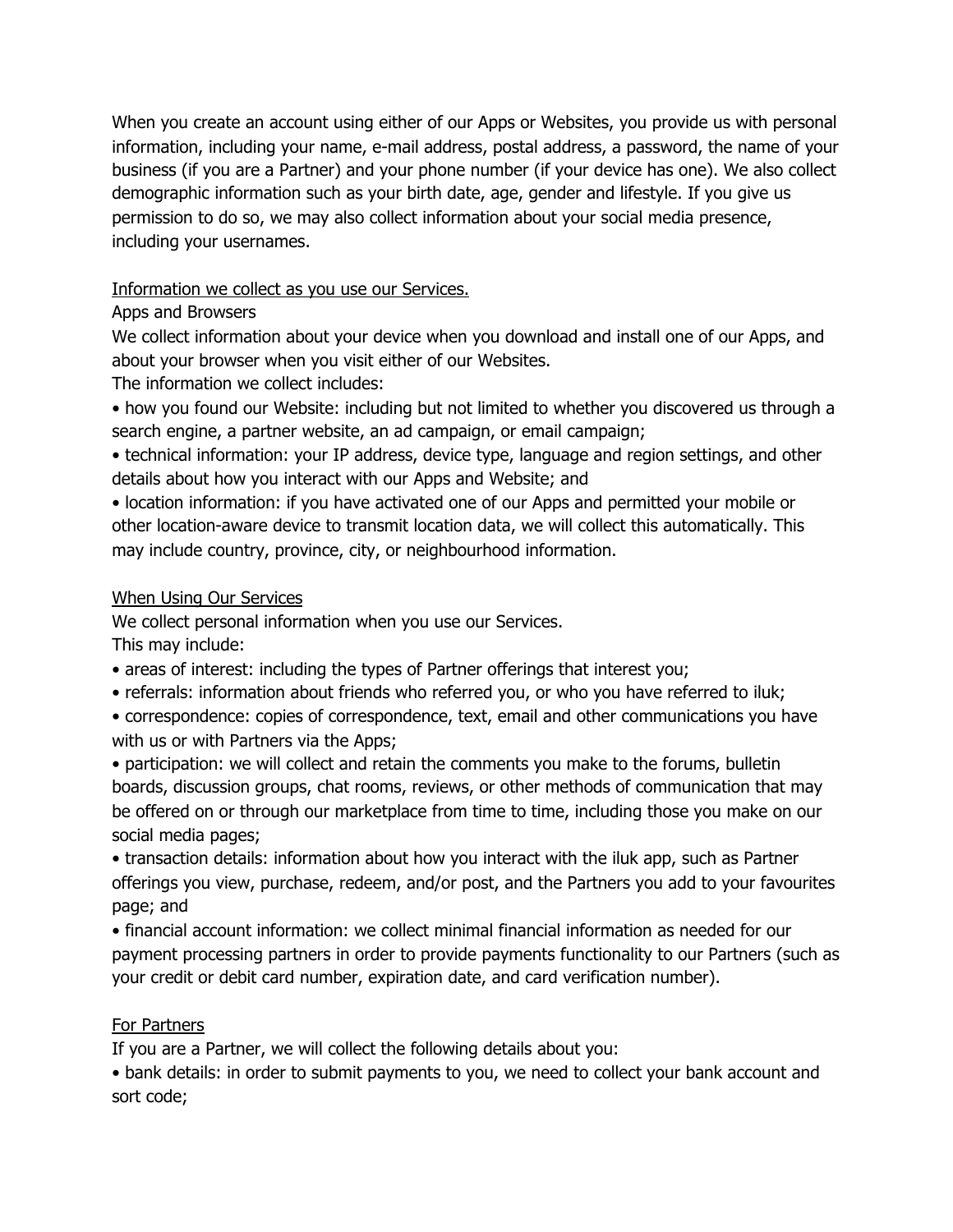When you create an account using either of our Apps or Websites, you provide us with personal information, including your name, e-mail address, postal address, a password, the name of your business (if you are a Partner) and your phone number (if your device has one). We also collect demographic information such as your birth date, age, gender and lifestyle. If you give us permission to do so, we may also collect information about your social media presence, including your usernames.

<u>Information we collect as you use our Services.</u>

Apps and Browsers

We collect information about your device when you download and install one of our Apps, and about your browser when you visit either of our Websites.

The information we collect includes:

- how you found our Website: including but not limited to whether you discovered us through a search engine, a partner website, an ad campaign, or email campaign;
- technical information: your IP address, device type, language and region settings, and other details about how you interact with our Apps and Website; and
- location information: if you have activated one of our Apps and permitted your mobile or other location-aware device to transmit location data, we will collect this automatically. This may include country, province, city, or neighbourhood information.

<u>When Using Our Services</u>

We collect personal information when you use our Services.

This may include:

- areas of interest: including the types of Partner offerings that interest you;
- referrals: information about friends who referred you, or who you have referred to iluk;
- correspondence: copies of correspondence, text, email and other communications you have with us or with Partners via the Apps;
- participation: we will collect and retain the comments you make to the forums, bulletin boards, discussion groups, chat rooms, reviews, or other methods of communication that may be offered on or through our marketplace from time to time, including those you make on our social media pages;
- transaction details: information about how you interact with the iluk app, such as Partner offerings you view, purchase, redeem, and/or post, and the Partners you add to your favourites page; and
- financial account information: we collect minimal financial information as needed for our payment processing partners in order to provide payments functionality to our Partners (such as your credit or debit card number, expiration date, and card verification number).

<u>For Partners</u>

If you are a Partner, we will collect the following details about you:

- bank details: in order to submit payments to you, we need to collect your bank account and sort code;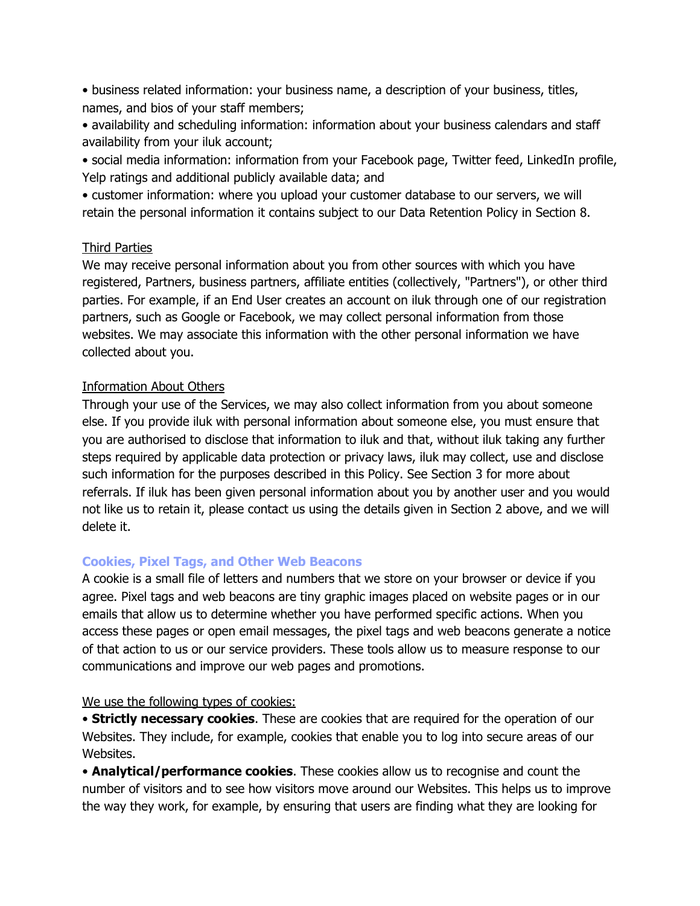• business related information: your business name, a description of your business, titles, names, and bios of your staff members;

• availability and scheduling information: information about your business calendars and staff availability from your iluk account;

• social media information: information from your Facebook page, Twitter feed, LinkedIn profile, Yelp ratings and additional publicly available data; and

• customer information: where you upload your customer database to our servers, we will retain the personal information it contains subject to our Data Retention Policy in Section 8.

Third Parties

We may receive personal information about you from other sources with which you have registered, Partners, business partners, affiliate entities (collectively, "Partners"), or other third parties. For example, if an End User creates an account on iluk through one of our registration partners, such as Google or Facebook, we may collect personal information from those websites. We may associate this information with the other personal information we have collected about you.

Information About Others

Through your use of the Services, we may also collect information from you about someone else. If you provide iluk with personal information about someone else, you must ensure that you are authorised to disclose that information to iluk and that, without iluk taking any further steps required by applicable data protection or privacy laws, iluk may collect, use and disclose such information for the purposes described in this Policy. See Section 3 for more about referrals. If iluk has been given personal information about you by another user and you would not like us to retain it, please contact us using the details given in Section 2 above, and we will delete it.

### Cookies, Pixel Tags, and Other Web Beacons

A cookie is a small file of letters and numbers that we store on your browser or device if you agree. Pixel tags and web beacons are tiny graphic images placed on website pages or in our emails that allow us to determine whether you have performed specific actions. When you access these pages or open email messages, the pixel tags and web beacons generate a notice of that action to us or our service providers. These tools allow us to measure response to our communications and improve our web pages and promotions.

We use the following types of cookies:

• **Strictly necessary cookies**. These are cookies that are required for the operation of our Websites. They include, for example, cookies that enable you to log into secure areas of our Websites.

• **Analytical/performance cookies**. These cookies allow us to recognise and count the number of visitors and to see how visitors move around our Websites. This helps us to improve the way they work, for example, by ensuring that users are finding what they are looking for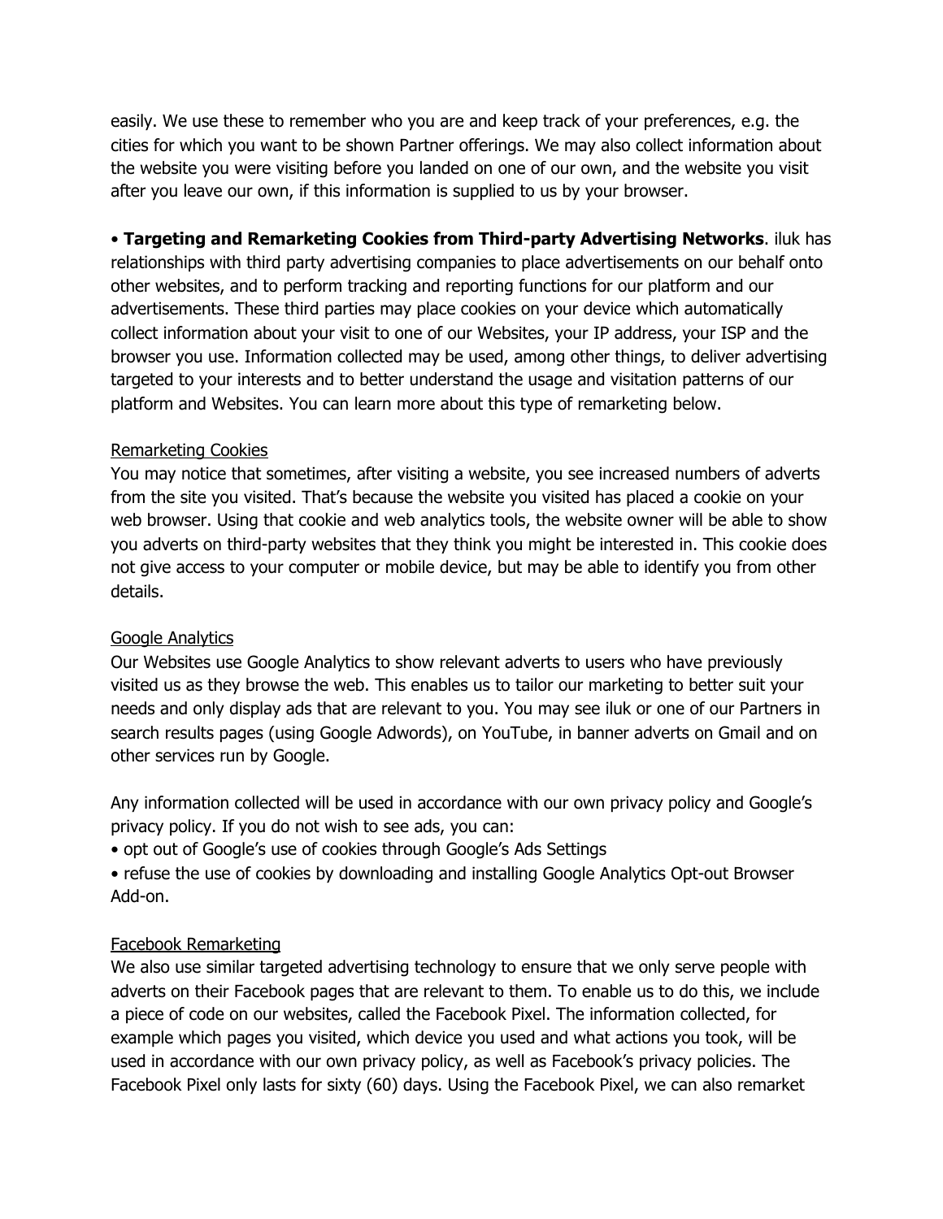easily. We use these to remember who you are and keep track of your preferences, e.g. the cities for which you want to be shown Partner offerings. We may also collect information about the website you were visiting before you landed on one of our own, and the website you visit after you leave our own, if this information is supplied to us by your browser.

• **Targeting and Remarketing Cookies from Third-party Advertising Networks**. iluk has relationships with third party advertising companies to place advertisements on our behalf onto other websites, and to perform tracking and reporting functions for our platform and our advertisements. These third parties may place cookies on your device which automatically collect information about your visit to one of our Websites, your IP address, your ISP and the browser you use. Information collected may be used, among other things, to deliver advertising targeted to your interests and to better understand the usage and visitation patterns of our platform and Websites. You can learn more about this type of remarketing below.

<u>Remarketing Cookies</u>
You may notice that sometimes, after visiting a website, you see increased numbers of adverts from the site you visited. That's because the website you visited has placed a cookie on your web browser. Using that cookie and web analytics tools, the website owner will be able to show you adverts on third-party websites that they think you might be interested in. This cookie does not give access to your computer or mobile device, but may be able to identify you from other details.

<u>Google Analytics</u>
Our Websites use Google Analytics to show relevant adverts to users who have previously visited us as they browse the web. This enables us to tailor our marketing to better suit your needs and only display ads that are relevant to you. You may see iluk or one of our Partners in search results pages (using Google Adwords), on YouTube, in banner adverts on Gmail and on other services run by Google.

Any information collected will be used in accordance with our own privacy policy and Google's privacy policy. If you do not wish to see ads, you can:

• opt out of Google's use of cookies through Google's Ads Settings

• refuse the use of cookies by downloading and installing Google Analytics Opt-out Browser Add-on.

<u>Facebook Remarketing</u>
We also use similar targeted advertising technology to ensure that we only serve people with adverts on their Facebook pages that are relevant to them. To enable us to do this, we include a piece of code on our websites, called the Facebook Pixel. The information collected, for example which pages you visited, which device you used and what actions you took, will be used in accordance with our own privacy policy, as well as Facebook's privacy policies. The Facebook Pixel only lasts for sixty (60) days. Using the Facebook Pixel, we can also remarket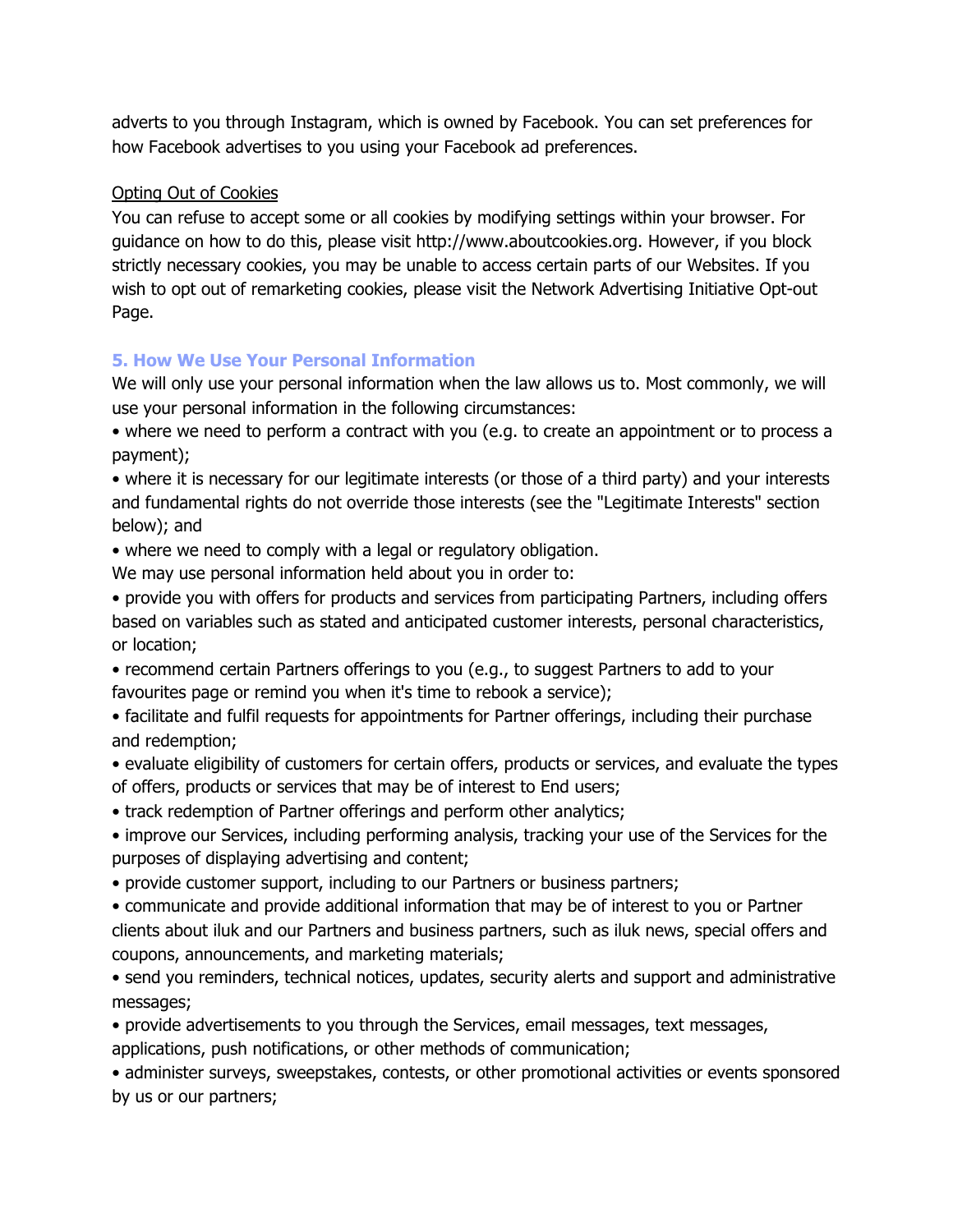adverts to you through Instagram, which is owned by Facebook. You can set preferences for how Facebook advertises to you using your Facebook ad preferences.

Opting Out of Cookies

You can refuse to accept some or all cookies by modifying settings within your browser. For guidance on how to do this, please visit http://www.aboutcookies.org. However, if you block strictly necessary cookies, you may be unable to access certain parts of our Websites. If you wish to opt out of remarketing cookies, please visit the Network Advertising Initiative Opt-out Page.

## 5. How We Use Your Personal Information

We will only use your personal information when the law allows us to. Most commonly, we will use your personal information in the following circumstances:

- where we need to perform a contract with you (e.g. to create an appointment or to process a payment);
- where it is necessary for our legitimate interests (or those of a third party) and your interests and fundamental rights do not override those interests (see the "Legitimate Interests" section below); and
- where we need to comply with a legal or regulatory obligation.

We may use personal information held about you in order to:

- provide you with offers for products and services from participating Partners, including offers based on variables such as stated and anticipated customer interests, personal characteristics, or location;
- recommend certain Partners offerings to you (e.g., to suggest Partners to add to your favourites page or remind you when it's time to rebook a service);
- facilitate and fulfil requests for appointments for Partner offerings, including their purchase and redemption;
- evaluate eligibility of customers for certain offers, products or services, and evaluate the types of offers, products or services that may be of interest to End users;
- track redemption of Partner offerings and perform other analytics;
- improve our Services, including performing analysis, tracking your use of the Services for the purposes of displaying advertising and content;
- provide customer support, including to our Partners or business partners;
- communicate and provide additional information that may be of interest to you or Partner clients about iluk and our Partners and business partners, such as iluk news, special offers and coupons, announcements, and marketing materials;
- send you reminders, technical notices, updates, security alerts and support and administrative messages;
- provide advertisements to you through the Services, email messages, text messages, applications, push notifications, or other methods of communication;
- administer surveys, sweepstakes, contests, or other promotional activities or events sponsored by us or our partners;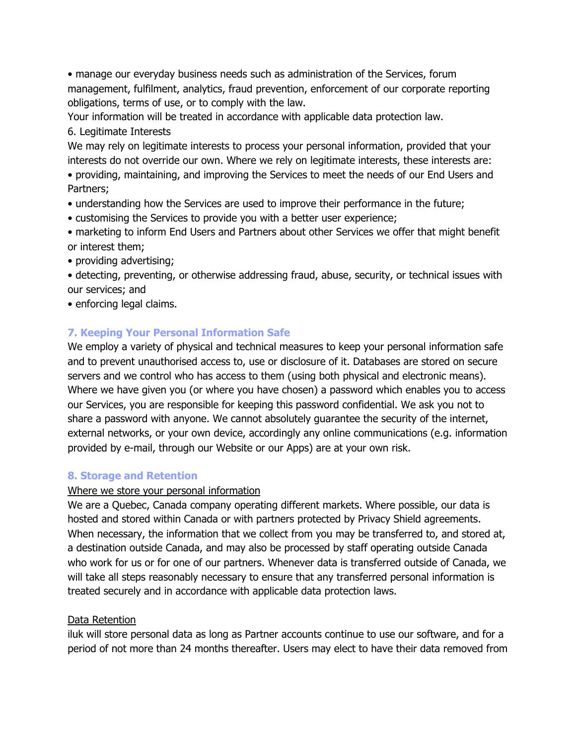- manage our everyday business needs such as administration of the Services, forum management, fulfilment, analytics, fraud prevention, enforcement of our corporate reporting obligations, terms of use, or to comply with the law.

Your information will be treated in accordance with applicable data protection law.

6. Legitimate Interests

We may rely on legitimate interests to process your personal information, provided that your interests do not override our own. Where we rely on legitimate interests, these interests are:

- providing, maintaining, and improving the Services to meet the needs of our End Users and Partners;
- understanding how the Services are used to improve their performance in the future;
- customising the Services to provide you with a better user experience;
- marketing to inform End Users and Partners about other Services we offer that might benefit or interest them;
- providing advertising;
- detecting, preventing, or otherwise addressing fraud, abuse, security, or technical issues with our services; and
- enforcing legal claims.

## 7. Keeping Your Personal Information Safe

We employ a variety of physical and technical measures to keep your personal information safe and to prevent unauthorised access to, use or disclosure of it. Databases are stored on secure servers and we control who has access to them (using both physical and electronic means). Where we have given you (or where you have chosen) a password which enables you to access our Services, you are responsible for keeping this password confidential. We ask you not to share a password with anyone. We cannot absolutely guarantee the security of the internet, external networks, or your own device, accordingly any online communications (e.g. information provided by e-mail, through our Website or our Apps) are at your own risk.

## 8. Storage and Retention

<u>Where we store your personal information</u>

We are a Quebec, Canada company operating different markets. Where possible, our data is hosted and stored within Canada or with partners protected by Privacy Shield agreements. When necessary, the information that we collect from you may be transferred to, and stored at, a destination outside Canada, and may also be processed by staff operating outside Canada who work for us or for one of our partners. Whenever data is transferred outside of Canada, we will take all steps reasonably necessary to ensure that any transferred personal information is treated securely and in accordance with applicable data protection laws.

<u>Data Retention</u>

iluk will store personal data as long as Partner accounts continue to use our software, and for a period of not more than 24 months thereafter. Users may elect to have their data removed from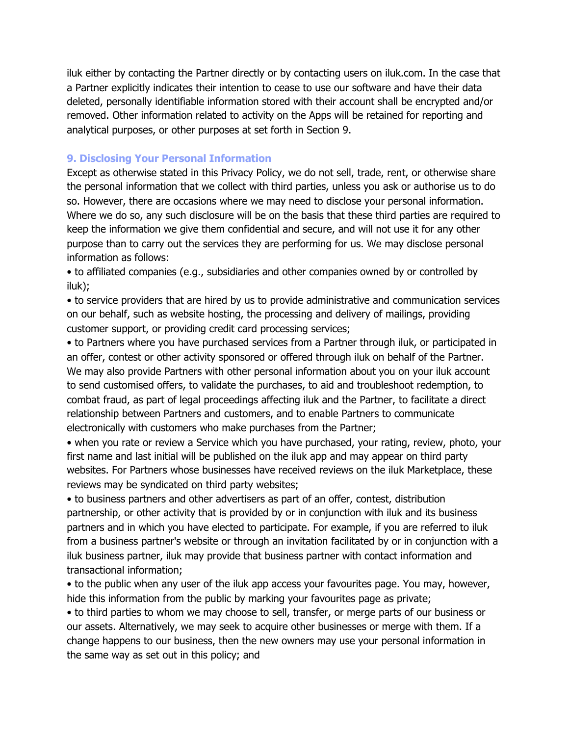iluk either by contacting the Partner directly or by contacting users on iluk.com. In the case that a Partner explicitly indicates their intention to cease to use our software and have their data deleted, personally identifiable information stored with their account shall be encrypted and/or removed. Other information related to activity on the Apps will be retained for reporting and analytical purposes, or other purposes at set forth in Section 9.

## 9. Disclosing Your Personal Information

Except as otherwise stated in this Privacy Policy, we do not sell, trade, rent, or otherwise share the personal information that we collect with third parties, unless you ask or authorise us to do so. However, there are occasions where we may need to disclose your personal information. Where we do so, any such disclosure will be on the basis that these third parties are required to keep the information we give them confidential and secure, and will not use it for any other purpose than to carry out the services they are performing for us. We may disclose personal information as follows:

- to affiliated companies (e.g., subsidiaries and other companies owned by or controlled by iluk);
- to service providers that are hired by us to provide administrative and communication services on our behalf, such as website hosting, the processing and delivery of mailings, providing customer support, or providing credit card processing services;
- to Partners where you have purchased services from a Partner through iluk, or participated in an offer, contest or other activity sponsored or offered through iluk on behalf of the Partner. We may also provide Partners with other personal information about you on your iluk account to send customised offers, to validate the purchases, to aid and troubleshoot redemption, to combat fraud, as part of legal proceedings affecting iluk and the Partner, to facilitate a direct relationship between Partners and customers, and to enable Partners to communicate electronically with customers who make purchases from the Partner;
- when you rate or review a Service which you have purchased, your rating, review, photo, your first name and last initial will be published on the iluk app and may appear on third party websites. For Partners whose businesses have received reviews on the iluk Marketplace, these reviews may be syndicated on third party websites;
- to business partners and other advertisers as part of an offer, contest, distribution partnership, or other activity that is provided by or in conjunction with iluk and its business partners and in which you have elected to participate. For example, if you are referred to iluk from a business partner's website or through an invitation facilitated by or in conjunction with a iluk business partner, iluk may provide that business partner with contact information and transactional information;
- to the public when any user of the iluk app access your favourites page. You may, however, hide this information from the public by marking your favourites page as private;
- to third parties to whom we may choose to sell, transfer, or merge parts of our business or our assets. Alternatively, we may seek to acquire other businesses or merge with them. If a change happens to our business, then the new owners may use your personal information in the same way as set out in this policy; and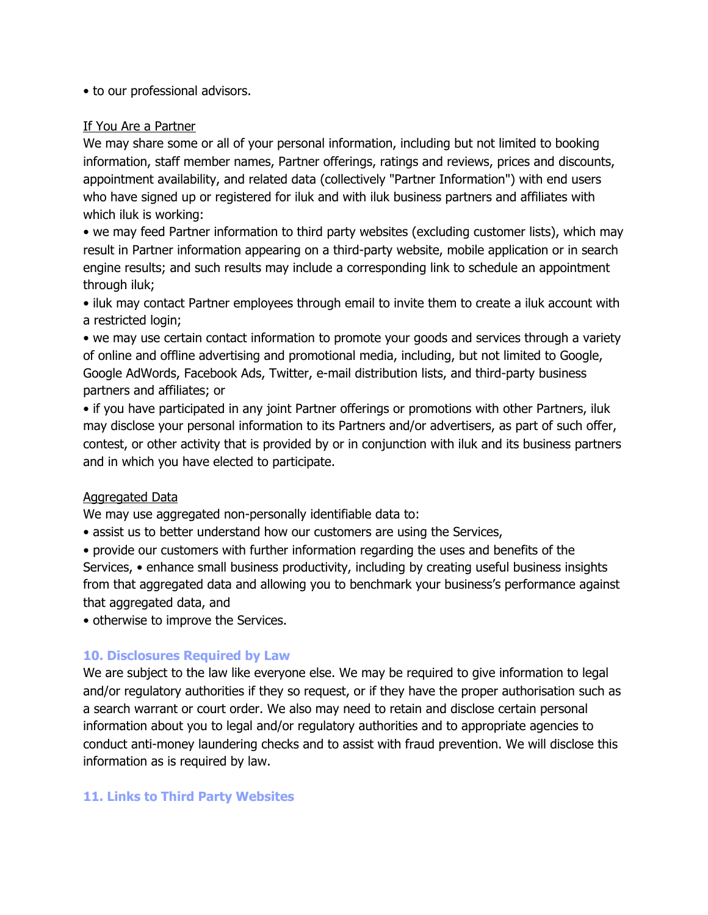- to our professional advisors.

If You Are a Partner

We may share some or all of your personal information, including but not limited to booking information, staff member names, Partner offerings, ratings and reviews, prices and discounts, appointment availability, and related data (collectively "Partner Information") with end users who have signed up or registered for iluk and with iluk business partners and affiliates with which iluk is working:

- we may feed Partner information to third party websites (excluding customer lists), which may result in Partner information appearing on a third-party website, mobile application or in search engine results; and such results may include a corresponding link to schedule an appointment through iluk;
- iluk may contact Partner employees through email to invite them to create a iluk account with a restricted login;
- we may use certain contact information to promote your goods and services through a variety of online and offline advertising and promotional media, including, but not limited to Google, Google AdWords, Facebook Ads, Twitter, e-mail distribution lists, and third-party business partners and affiliates; or
- if you have participated in any joint Partner offerings or promotions with other Partners, iluk may disclose your personal information to its Partners and/or advertisers, as part of such offer, contest, or other activity that is provided by or in conjunction with iluk and its business partners and in which you have elected to participate.

Aggregated Data

We may use aggregated non-personally identifiable data to:

- assist us to better understand how our customers are using the Services,
- provide our customers with further information regarding the uses and benefits of the Services, • enhance small business productivity, including by creating useful business insights from that aggregated data and allowing you to benchmark your business's performance against that aggregated data, and
- otherwise to improve the Services.

## 10. Disclosures Required by Law

We are subject to the law like everyone else. We may be required to give information to legal and/or regulatory authorities if they so request, or if they have the proper authorisation such as a search warrant or court order. We also may need to retain and disclose certain personal information about you to legal and/or regulatory authorities and to appropriate agencies to conduct anti-money laundering checks and to assist with fraud prevention. We will disclose this information as is required by law.

## 11. Links to Third Party Websites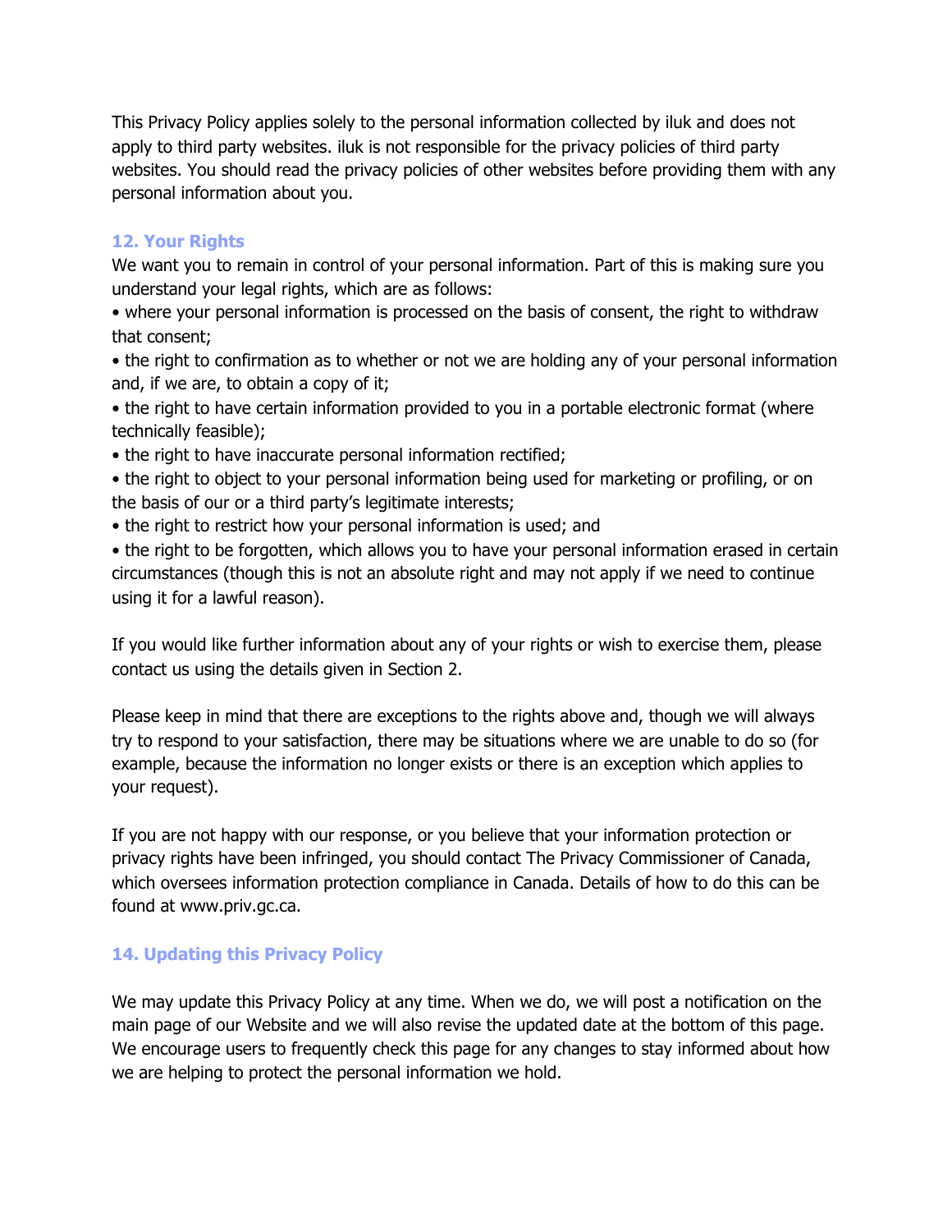This Privacy Policy applies solely to the personal information collected by iluk and does not apply to third party websites. iluk is not responsible for the privacy policies of third party websites. You should read the privacy policies of other websites before providing them with any personal information about you.

## 12. Your Rights

We want you to remain in control of your personal information. Part of this is making sure you understand your legal rights, which are as follows:

- where your personal information is processed on the basis of consent, the right to withdraw that consent;
- the right to confirmation as to whether or not we are holding any of your personal information and, if we are, to obtain a copy of it;
- the right to have certain information provided to you in a portable electronic format (where technically feasible);
- the right to have inaccurate personal information rectified;
- the right to object to your personal information being used for marketing or profiling, or on the basis of our or a third party's legitimate interests;
- the right to restrict how your personal information is used; and
- the right to be forgotten, which allows you to have your personal information erased in certain circumstances (though this is not an absolute right and may not apply if we need to continue using it for a lawful reason).

If you would like further information about any of your rights or wish to exercise them, please contact us using the details given in Section 2.

Please keep in mind that there are exceptions to the rights above and, though we will always try to respond to your satisfaction, there may be situations where we are unable to do so (for example, because the information no longer exists or there is an exception which applies to your request).

If you are not happy with our response, or you believe that your information protection or privacy rights have been infringed, you should contact The Privacy Commissioner of Canada, which oversees information protection compliance in Canada. Details of how to do this can be found at www.priv.gc.ca.

## 14. Updating this Privacy Policy

We may update this Privacy Policy at any time. When we do, we will post a notification on the main page of our Website and we will also revise the updated date at the bottom of this page. We encourage users to frequently check this page for any changes to stay informed about how we are helping to protect the personal information we hold.